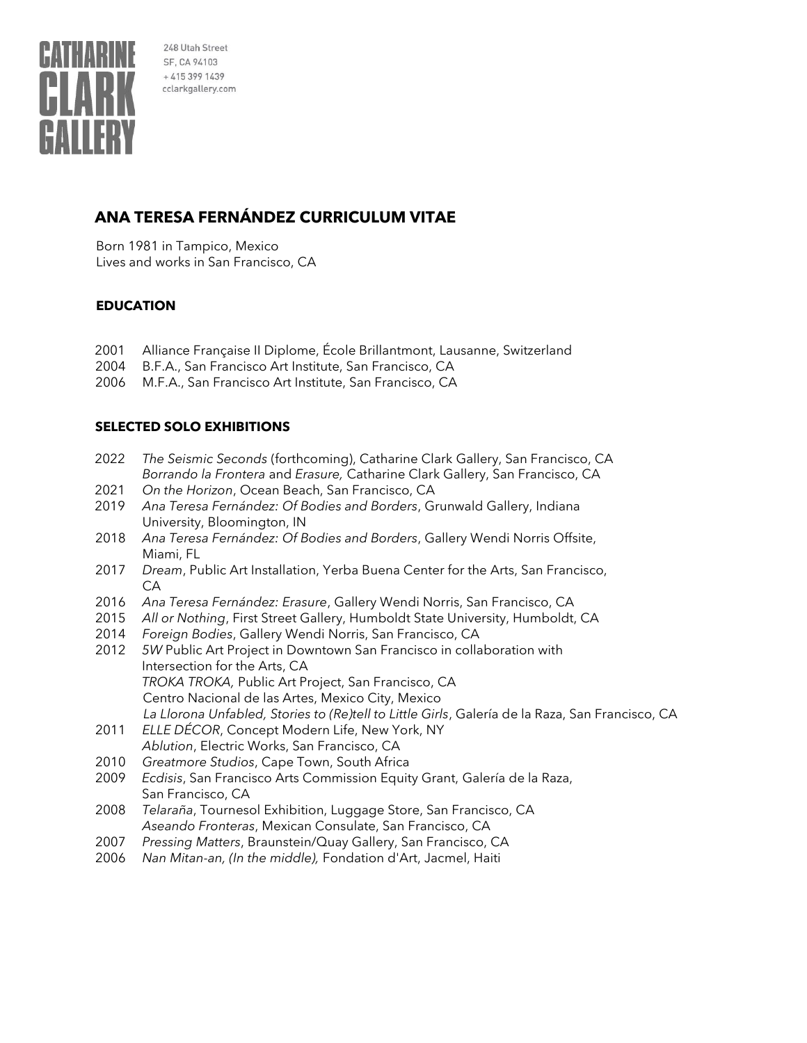CATHARINE CLARK GALLERY

248 Utah Street
SF, CA 94103
+ 415 399 1439
cclarkgallery.com

# ANA TERESA FERNÁNDEZ CURRICULUM VITAE

Born 1981 in Tampico, Mexico
Lives and works in San Francisco, CA

## EDUCATION

2001 Alliance Française II Diplome, École Brillantmont, Lausanne, Switzerland
2004 B.F.A., San Francisco Art Institute, San Francisco, CA
2006 M.F.A., San Francisco Art Institute, San Francisco, CA

## SELECTED SOLO EXHIBITIONS

2022 *The Seismic Seconds* (forthcoming), Catharine Clark Gallery, San Francisco, CA
*Borrando la Frontera* and *Erasure,* Catharine Clark Gallery, San Francisco, CA
2021 *On the Horizon*, Ocean Beach, San Francisco, CA
2019 *Ana Teresa Fernández: Of Bodies and Borders*, Grunwald Gallery, Indiana University, Bloomington, IN
2018 *Ana Teresa Fernández: Of Bodies and Borders*, Gallery Wendi Norris Offsite, Miami, FL
2017 *Dream*, Public Art Installation, Yerba Buena Center for the Arts, San Francisco, CA
2016 *Ana Teresa Fernández: Erasure*, Gallery Wendi Norris, San Francisco, CA
2015 *All or Nothing*, First Street Gallery, Humboldt State University, Humboldt, CA
2014 *Foreign Bodies*, Gallery Wendi Norris, San Francisco, CA
2012 *5W* Public Art Project in Downtown San Francisco in collaboration with Intersection for the Arts, CA
*TROKA TROKA,* Public Art Project, San Francisco, CA
Centro Nacional de las Artes, Mexico City, Mexico
*La Llorona Unfabled, Stories to (Re)tell to Little Girls*, Galería de la Raza, San Francisco, CA
2011 *ELLE DÉCOR*, Concept Modern Life, New York, NY
*Ablution*, Electric Works, San Francisco, CA
2010 *Greatmore Studios*, Cape Town, South Africa
2009 *Ecdisis*, San Francisco Arts Commission Equity Grant, Galería de la Raza, San Francisco, CA
2008 *Telaraña*, Tournesol Exhibition, Luggage Store, San Francisco, CA
*Aseando Fronteras*, Mexican Consulate, San Francisco, CA
2007 *Pressing Matters*, Braunstein/Quay Gallery, San Francisco, CA
2006 *Nan Mitan-an, (In the middle),* Fondation d'Art, Jacmel, Haiti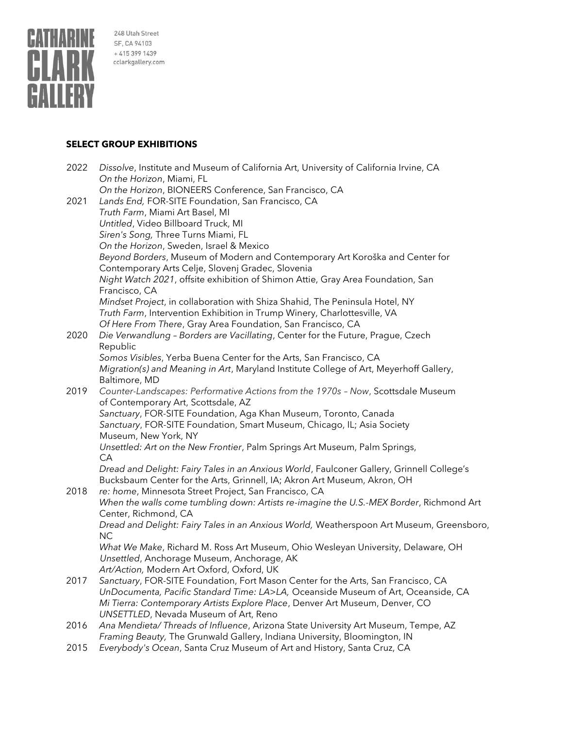## SELECT GROUP EXHIBITIONS

2022 *Dissolve*, Institute and Museum of California Art, University of California Irvine, CA
*On the Horizon*, Miami, FL
*On the Horizon*, BIONEERS Conference, San Francisco, CA

2021 *Lands End,* FOR-SITE Foundation, San Francisco, CA
*Truth Farm*, Miami Art Basel, MI
*Untitled*, Video Billboard Truck, MI
*Siren's Song,* Three Turns Miami, FL
*On the Horizon*, Sweden, Israel & Mexico
*Beyond Borders*, Museum of Modern and Contemporary Art Koroška and Center for Contemporary Arts Celje, Slovenj Gradec, Slovenia
*Night Watch 2021*, offsite exhibition of Shimon Attie, Gray Area Foundation, San Francisco, CA
*Mindset Project*, in collaboration with Shiza Shahid, The Peninsula Hotel, NY
*Truth Farm*, Intervention Exhibition in Trump Winery, Charlottesville, VA
*Of Here From There*, Gray Area Foundation, San Francisco, CA

2020 *Die Verwandlung – Borders are Vacillating*, Center for the Future, Prague, Czech Republic
*Somos Visibles*, Yerba Buena Center for the Arts, San Francisco, CA
*Migration(s) and Meaning in Art*, Maryland Institute College of Art, Meyerhoff Gallery, Baltimore, MD

2019 *Counter-Landscapes: Performative Actions from the 1970s – Now*, Scottsdale Museum of Contemporary Art, Scottsdale, AZ
*Sanctuary*, FOR-SITE Foundation, Aga Khan Museum, Toronto, Canada
*Sanctuary*, FOR-SITE Foundation, Smart Museum, Chicago, IL; Asia Society Museum, New York, NY
*Unsettled: Art on the New Frontier*, Palm Springs Art Museum, Palm Springs, CA
*Dread and Delight: Fairy Tales in an Anxious World*, Faulconer Gallery, Grinnell College's Bucksbaum Center for the Arts, Grinnell, IA; Akron Art Museum, Akron, OH

2018 *re: home*, Minnesota Street Project, San Francisco, CA
*When the walls come tumbling down: Artists re-imagine the U.S.-MEX Border*, Richmond Art Center, Richmond, CA
*Dread and Delight: Fairy Tales in an Anxious World,* Weatherspoon Art Museum, Greensboro, NC
*What We Make*, Richard M. Ross Art Museum, Ohio Wesleyan University, Delaware, OH
*Unsettled*, Anchorage Museum, Anchorage, AK
*Art/Action,* Modern Art Oxford, Oxford, UK

2017 *Sanctuary*, FOR-SITE Foundation, Fort Mason Center for the Arts, San Francisco, CA
*UnDocumenta, Pacific Standard Time: LA>LA,* Oceanside Museum of Art, Oceanside, CA
*Mi Tierra: Contemporary Artists Explore Place*, Denver Art Museum, Denver, CO
*UNSETTLED*, Nevada Museum of Art, Reno

2016 *Ana Mendieta/ Threads of Influence*, Arizona State University Art Museum, Tempe, AZ
*Framing Beauty,* The Grunwald Gallery, Indiana University, Bloomington, IN

2015 *Everybody's Ocean*, Santa Cruz Museum of Art and History, Santa Cruz, CA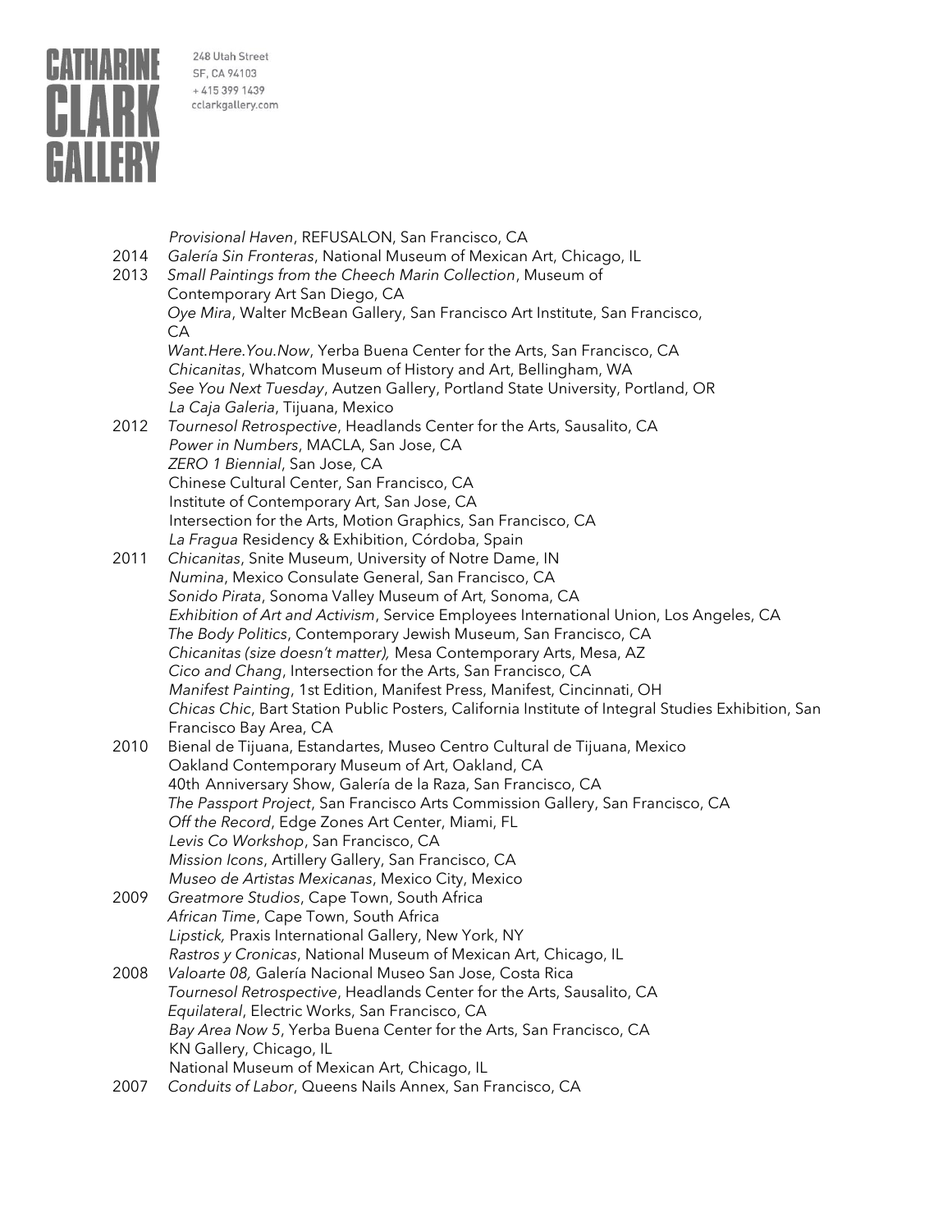*Provisional Haven*, REFUSALON, San Francisco, CA

2014 *Galería Sin Fronteras*, National Museum of Mexican Art, Chicago, IL

2013 *Small Paintings from the Cheech Marin Collection*, Museum of Contemporary Art San Diego, CA
*Oye Mira*, Walter McBean Gallery, San Francisco Art Institute, San Francisco, CA
*Want.Here.You.Now*, Yerba Buena Center for the Arts, San Francisco, CA
*Chicanitas*, Whatcom Museum of History and Art, Bellingham, WA
*See You Next Tuesday*, Autzen Gallery, Portland State University, Portland, OR
*La Caja Galeria*, Tijuana, Mexico

2012 *Tournesol Retrospective*, Headlands Center for the Arts, Sausalito, CA
*Power in Numbers*, MACLA, San Jose, CA
*ZERO 1 Biennial*, San Jose, CA
Chinese Cultural Center, San Francisco, CA
Institute of Contemporary Art, San Jose, CA
Intersection for the Arts, Motion Graphics, San Francisco, CA
*La Fragua* Residency & Exhibition, Córdoba, Spain

2011 *Chicanitas*, Snite Museum, University of Notre Dame, IN
*Numina*, Mexico Consulate General, San Francisco, CA
*Sonido Pirata*, Sonoma Valley Museum of Art, Sonoma, CA
*Exhibition of Art and Activism*, Service Employees International Union, Los Angeles, CA
*The Body Politics*, Contemporary Jewish Museum, San Francisco, CA
*Chicanitas (size doesn't matter),* Mesa Contemporary Arts, Mesa, AZ
*Cico and Chang*, Intersection for the Arts, San Francisco, CA
*Manifest Painting*, 1st Edition, Manifest Press, Manifest, Cincinnati, OH
*Chicas Chic*, Bart Station Public Posters, California Institute of Integral Studies Exhibition, San Francisco Bay Area, CA

2010 Bienal de Tijuana, Estandartes, Museo Centro Cultural de Tijuana, Mexico
Oakland Contemporary Museum of Art, Oakland, CA
40th Anniversary Show, Galería de la Raza, San Francisco, CA
*The Passport Project*, San Francisco Arts Commission Gallery, San Francisco, CA
*Off the Record*, Edge Zones Art Center, Miami, FL
*Levis Co Workshop*, San Francisco, CA
*Mission Icons*, Artillery Gallery, San Francisco, CA
*Museo de Artistas Mexicanas*, Mexico City, Mexico

2009 *Greatmore Studios*, Cape Town, South Africa
*African Time*, Cape Town, South Africa
*Lipstick,* Praxis International Gallery, New York, NY
*Rastros y Cronicas*, National Museum of Mexican Art, Chicago, IL

2008 *Valoarte 08,* Galería Nacional Museo San Jose, Costa Rica
*Tournesol Retrospective*, Headlands Center for the Arts, Sausalito, CA
*Equilateral*, Electric Works, San Francisco, CA
*Bay Area Now 5*, Yerba Buena Center for the Arts, San Francisco, CA
KN Gallery, Chicago, IL
National Museum of Mexican Art, Chicago, IL

2007 *Conduits of Labor*, Queens Nails Annex, San Francisco, CA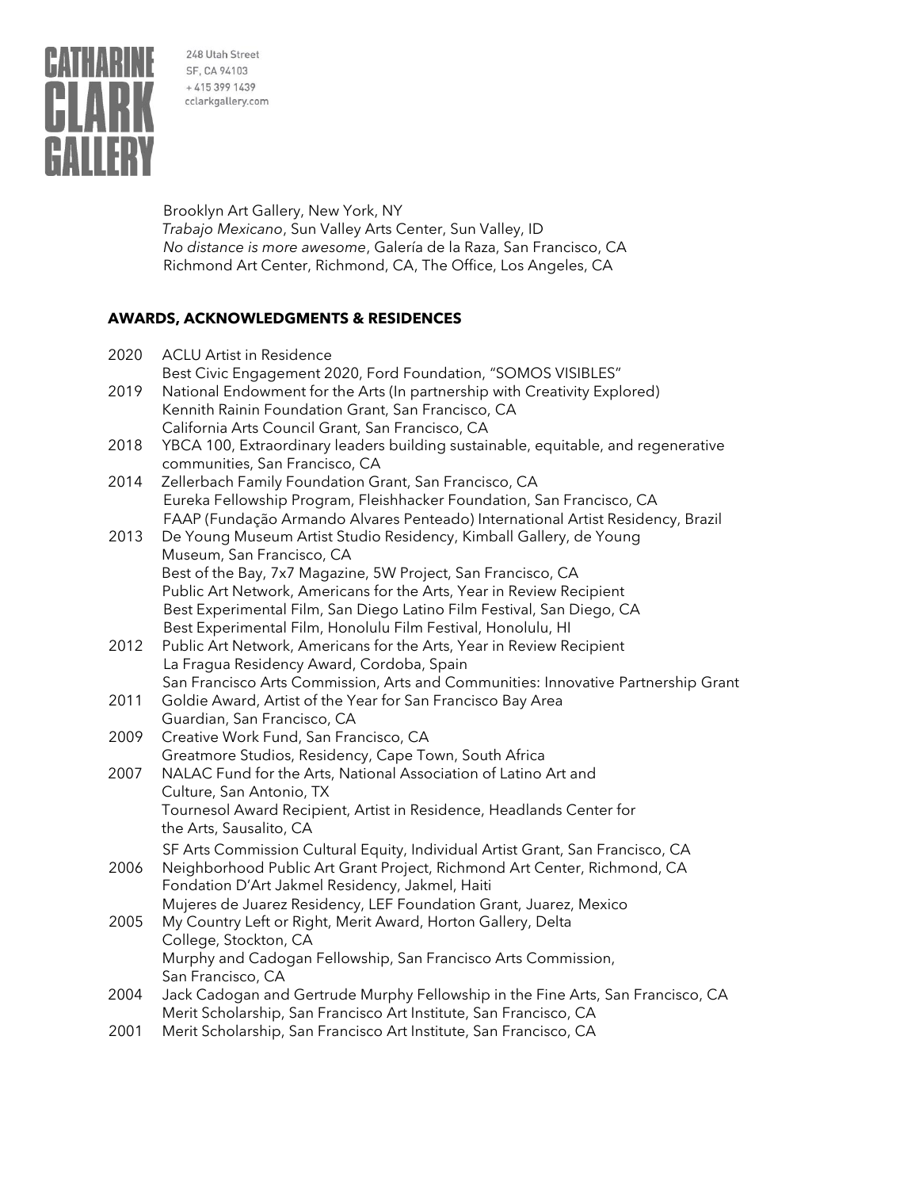Brooklyn Art Gallery, New York, NY
*Trabajo Mexicano*, Sun Valley Arts Center, Sun Valley, ID
*No distance is more awesome*, Galería de la Raza, San Francisco, CA
Richmond Art Center, Richmond, CA, The Office, Los Angeles, CA

## AWARDS, ACKNOWLEDGMENTS & RESIDENCES

2020 ACLU Artist in Residence
Best Civic Engagement 2020, Ford Foundation, "SOMOS VISIBLES"

2019 National Endowment for the Arts (In partnership with Creativity Explored)
Kennith Rainin Foundation Grant, San Francisco, CA
California Arts Council Grant, San Francisco, CA

2018 YBCA 100, Extraordinary leaders building sustainable, equitable, and regenerative communities, San Francisco, CA

2014 Zellerbach Family Foundation Grant, San Francisco, CA
Eureka Fellowship Program, Fleishhacker Foundation, San Francisco, CA
FAAP (Fundação Armando Alvares Penteado) International Artist Residency, Brazil

2013 De Young Museum Artist Studio Residency, Kimball Gallery, de Young Museum, San Francisco, CA
Best of the Bay, 7x7 Magazine, 5W Project, San Francisco, CA
Public Art Network, Americans for the Arts, Year in Review Recipient
Best Experimental Film, San Diego Latino Film Festival, San Diego, CA
Best Experimental Film, Honolulu Film Festival, Honolulu, HI

2012 Public Art Network, Americans for the Arts, Year in Review Recipient
La Fragua Residency Award, Cordoba, Spain
San Francisco Arts Commission, Arts and Communities: Innovative Partnership Grant

2011 Goldie Award, Artist of the Year for San Francisco Bay Area Guardian, San Francisco, CA

2009 Creative Work Fund, San Francisco, CA
Greatmore Studios, Residency, Cape Town, South Africa

2007 NALAC Fund for the Arts, National Association of Latino Art and Culture, San Antonio, TX
Tournesol Award Recipient, Artist in Residence, Headlands Center for the Arts, Sausalito, CA
SF Arts Commission Cultural Equity, Individual Artist Grant, San Francisco, CA

2006 Neighborhood Public Art Grant Project, Richmond Art Center, Richmond, CA
Fondation D'Art Jakmel Residency, Jakmel, Haiti
Mujeres de Juarez Residency, LEF Foundation Grant, Juarez, Mexico

2005 My Country Left or Right, Merit Award, Horton Gallery, Delta College, Stockton, CA
Murphy and Cadogan Fellowship, San Francisco Arts Commission, San Francisco, CA

2004 Jack Cadogan and Gertrude Murphy Fellowship in the Fine Arts, San Francisco, CA
Merit Scholarship, San Francisco Art Institute, San Francisco, CA

2001 Merit Scholarship, San Francisco Art Institute, San Francisco, CA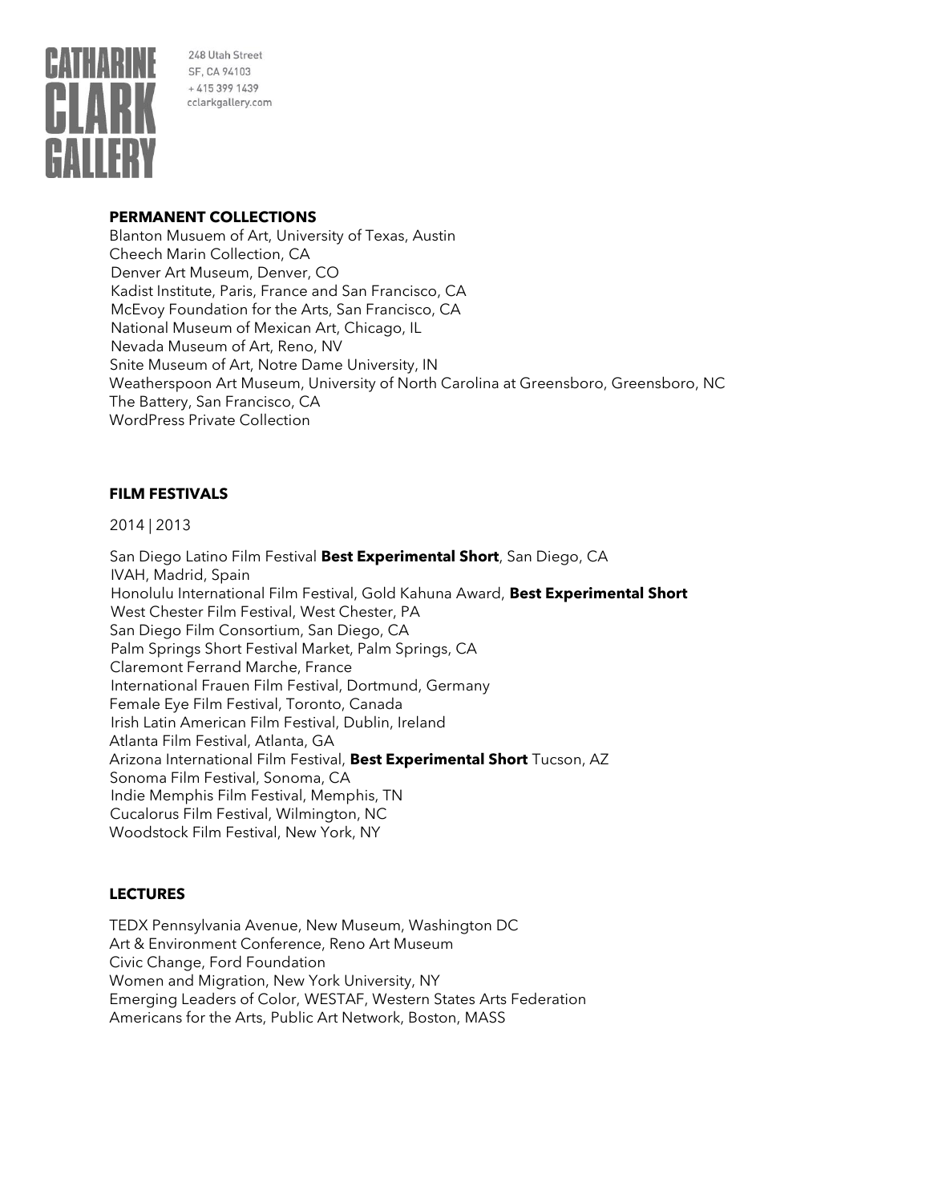## PERMANENT COLLECTIONS

Blanton Musuem of Art, University of Texas, Austin
Cheech Marin Collection, CA
Denver Art Museum, Denver, CO
Kadist Institute, Paris, France and San Francisco, CA
McEvoy Foundation for the Arts, San Francisco, CA
National Museum of Mexican Art, Chicago, IL
Nevada Museum of Art, Reno, NV
Snite Museum of Art, Notre Dame University, IN
Weatherspoon Art Museum, University of North Carolina at Greensboro, Greensboro, NC
The Battery, San Francisco, CA
WordPress Private Collection

## FILM FESTIVALS

2014 | 2013

San Diego Latino Film Festival **Best Experimental Short**, San Diego, CA
IVAH, Madrid, Spain
Honolulu International Film Festival, Gold Kahuna Award, **Best Experimental Short**
West Chester Film Festival, West Chester, PA
San Diego Film Consortium, San Diego, CA
Palm Springs Short Festival Market, Palm Springs, CA
Claremont Ferrand Marche, France
International Frauen Film Festival, Dortmund, Germany
Female Eye Film Festival, Toronto, Canada
Irish Latin American Film Festival, Dublin, Ireland
Atlanta Film Festival, Atlanta, GA
Arizona International Film Festival, **Best Experimental Short** Tucson, AZ
Sonoma Film Festival, Sonoma, CA
Indie Memphis Film Festival, Memphis, TN
Cucalorus Film Festival, Wilmington, NC
Woodstock Film Festival, New York, NY

## LECTURES

TEDX Pennsylvania Avenue, New Museum, Washington DC
Art & Environment Conference, Reno Art Museum
Civic Change, Ford Foundation
Women and Migration, New York University, NY
Emerging Leaders of Color, WESTAF, Western States Arts Federation
Americans for the Arts, Public Art Network, Boston, MASS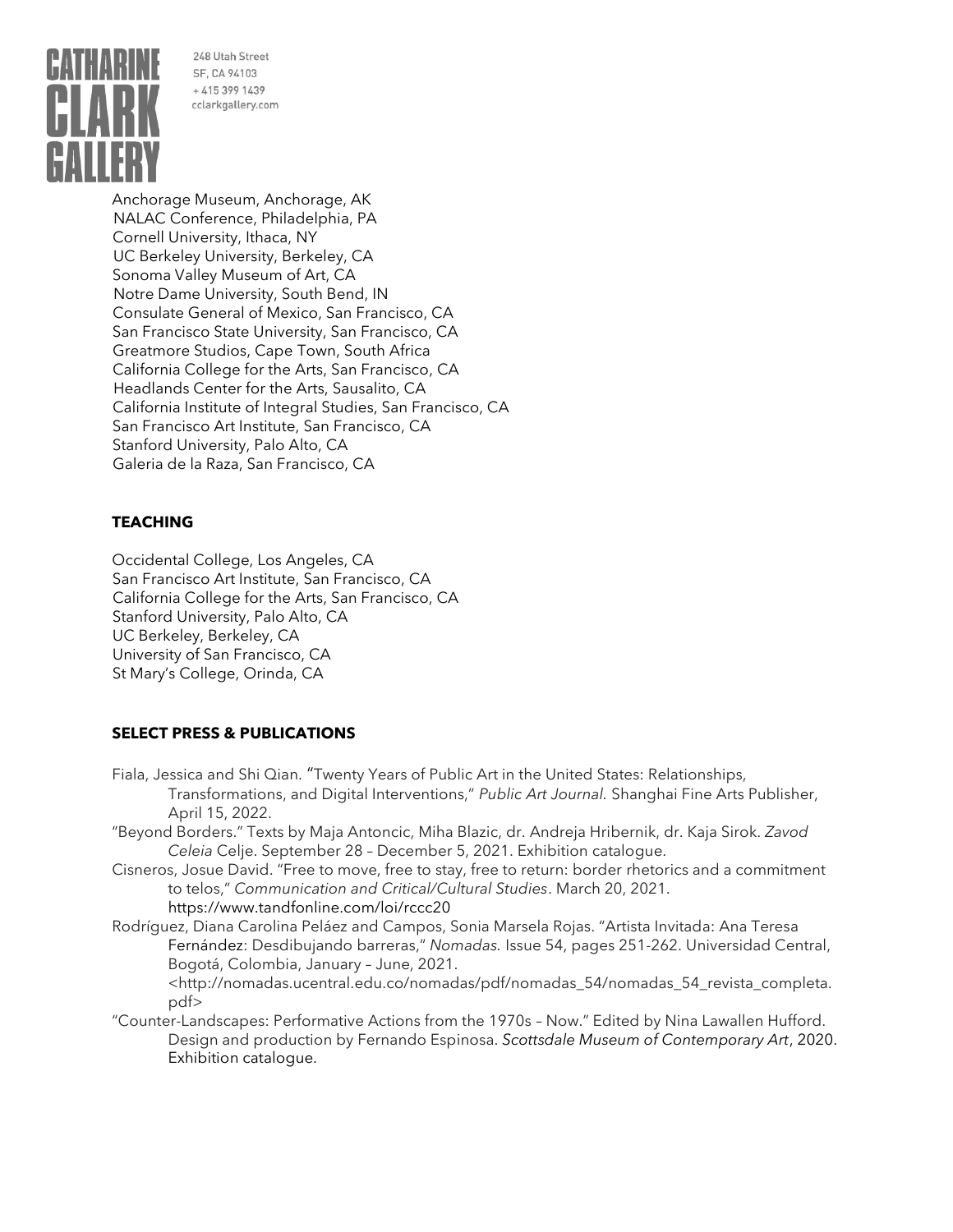Anchorage Museum, Anchorage, AK
NALAC Conference, Philadelphia, PA
Cornell University, Ithaca, NY
UC Berkeley University, Berkeley, CA
Sonoma Valley Museum of Art, CA
Notre Dame University, South Bend, IN
Consulate General of Mexico, San Francisco, CA
San Francisco State University, San Francisco, CA
Greatmore Studios, Cape Town, South Africa
California College for the Arts, San Francisco, CA
Headlands Center for the Arts, Sausalito, CA
California Institute of Integral Studies, San Francisco, CA
San Francisco Art Institute, San Francisco, CA
Stanford University, Palo Alto, CA
Galeria de la Raza, San Francisco, CA

## TEACHING

Occidental College, Los Angeles, CA
San Francisco Art Institute, San Francisco, CA
California College for the Arts, San Francisco, CA
Stanford University, Palo Alto, CA
UC Berkeley, Berkeley, CA
University of San Francisco, CA
St Mary's College, Orinda, CA

## SELECT PRESS & PUBLICATIONS

Fiala, Jessica and Shi Qian. "Twenty Years of Public Art in the United States: Relationships, Transformations, and Digital Interventions," *Public Art Journal.* Shanghai Fine Arts Publisher, April 15, 2022.

"Beyond Borders." Texts by Maja Antoncic, Miha Blazic, dr. Andreja Hribernik, dr. Kaja Sirok. *Zavod Celeia* Celje. September 28 – December 5, 2021. Exhibition catalogue.

Cisneros, Josue David. "Free to move, free to stay, free to return: border rhetorics and a commitment to telos," *Communication and Critical/Cultural Studies*. March 20, 2021. https://www.tandfonline.com/loi/rccc20

Rodríguez, Diana Carolina Peláez and Campos, Sonia Marsela Rojas. "Artista Invitada: Ana Teresa Fernández: Desdibujando barreras," *Nomadas.* Issue 54, pages 251-262. Universidad Central, Bogotá, Colombia, January – June, 2021. <http://nomadas.ucentral.edu.co/nomadas/pdf/nomadas_54/nomadas_54_revista_completa.pdf>

"Counter-Landscapes: Performative Actions from the 1970s – Now." Edited by Nina Lawallen Hufford. Design and production by Fernando Espinosa. *Scottsdale Museum of Contemporary Art*, 2020. Exhibition catalogue.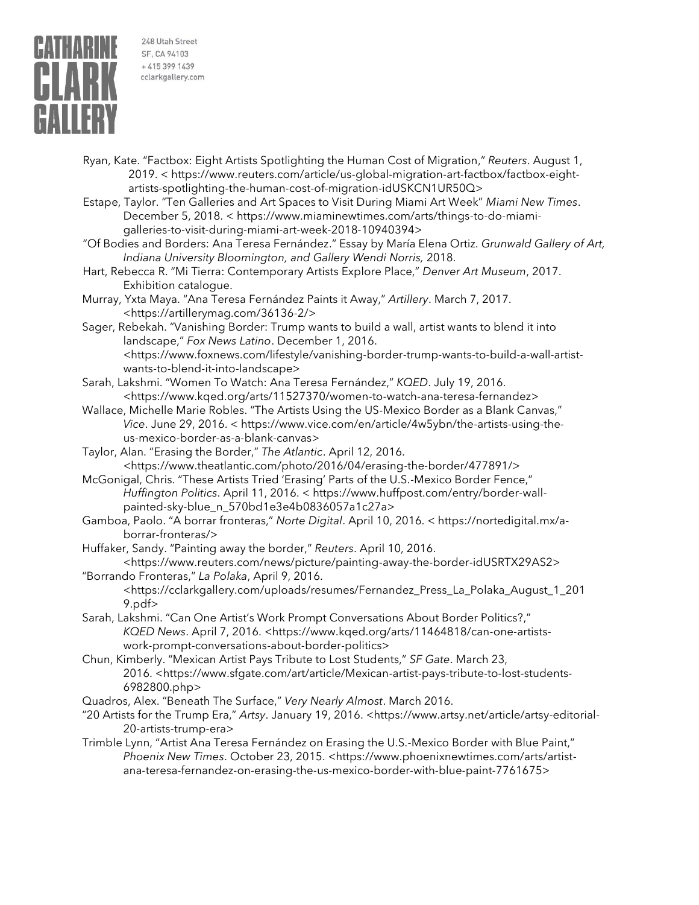Ryan, Kate. “Factbox: Eight Artists Spotlighting the Human Cost of Migration,” *Reuters*. August 1, 2019. < https://www.reuters.com/article/us-global-migration-art-factbox/factbox-eight-artists-spotlighting-the-human-cost-of-migration-idUSKCN1UR50Q>

Estape, Taylor. “Ten Galleries and Art Spaces to Visit During Miami Art Week” *Miami New Times*. December 5, 2018. < https://www.miaminewtimes.com/arts/things-to-do-miami-galleries-to-visit-during-miami-art-week-2018-10940394>

“Of Bodies and Borders: Ana Teresa Fernández.” Essay by María Elena Ortiz. *Grunwald Gallery of Art, Indiana University Bloomington, and Gallery Wendi Norris,* 2018.

Hart, Rebecca R. “Mi Tierra: Contemporary Artists Explore Place,” *Denver Art Museum*, 2017. Exhibition catalogue.

Murray, Yxta Maya. “Ana Teresa Fernández Paints it Away,” *Artillery*. March 7, 2017. <https://artillerymag.com/36136-2/>

Sager, Rebekah. “Vanishing Border: Trump wants to build a wall, artist wants to blend it into landscape,” *Fox News Latino*. December 1, 2016. <https://www.foxnews.com/lifestyle/vanishing-border-trump-wants-to-build-a-wall-artist-wants-to-blend-it-into-landscape>

Sarah, Lakshmi. “Women To Watch: Ana Teresa Fernández,” *KQED*. July 19, 2016. <https://www.kqed.org/arts/11527370/women-to-watch-ana-teresa-fernandez>

Wallace, Michelle Marie Robles. “The Artists Using the US-Mexico Border as a Blank Canvas,” *Vice*. June 29, 2016. < https://www.vice.com/en/article/4w5ybn/the-artists-using-the-us-mexico-border-as-a-blank-canvas>

Taylor, Alan. “Erasing the Border,” *The Atlantic*. April 12, 2016. <https://www.theatlantic.com/photo/2016/04/erasing-the-border/477891/>

McGonigal, Chris. “These Artists Tried ‘Erasing’ Parts of the U.S.-Mexico Border Fence,” *Huffington Politics*. April 11, 2016. < https://www.huffpost.com/entry/border-wall-painted-sky-blue_n_570bd1e3e4b0836057a1c27a>

Gamboa, Paolo. “A borrar fronteras,” *Norte Digital*. April 10, 2016. < https://nortedigital.mx/a-borrar-fronteras/>

Huffaker, Sandy. “Painting away the border,” *Reuters*. April 10, 2016. <https://www.reuters.com/news/picture/painting-away-the-border-idUSRTX29AS2>

“Borrando Fronteras,” *La Polaka*, April 9, 2016. <https://cclarkgallery.com/uploads/resumes/Fernandez_Press_La_Polaka_August_1_2019.pdf>

Sarah, Lakshmi. “Can One Artist’s Work Prompt Conversations About Border Politics?,” *KQED News*. April 7, 2016. <https://www.kqed.org/arts/11464818/can-one-artists-work-prompt-conversations-about-border-politics>

Chun, Kimberly. “Mexican Artist Pays Tribute to Lost Students,” *SF Gate*. March 23, 2016. <https://www.sfgate.com/art/article/Mexican-artist-pays-tribute-to-lost-students-6982800.php>

Quadros, Alex. “Beneath The Surface,” *Very Nearly Almost*. March 2016.

“20 Artists for the Trump Era,” *Artsy*. January 19, 2016. <https://www.artsy.net/article/artsy-editorial-20-artists-trump-era>

Trimble Lynn, “Artist Ana Teresa Fernández on Erasing the U.S.-Mexico Border with Blue Paint,” *Phoenix New Times*. October 23, 2015. <https://www.phoenixnewtimes.com/arts/artist-ana-teresa-fernandez-on-erasing-the-us-mexico-border-with-blue-paint-7761675>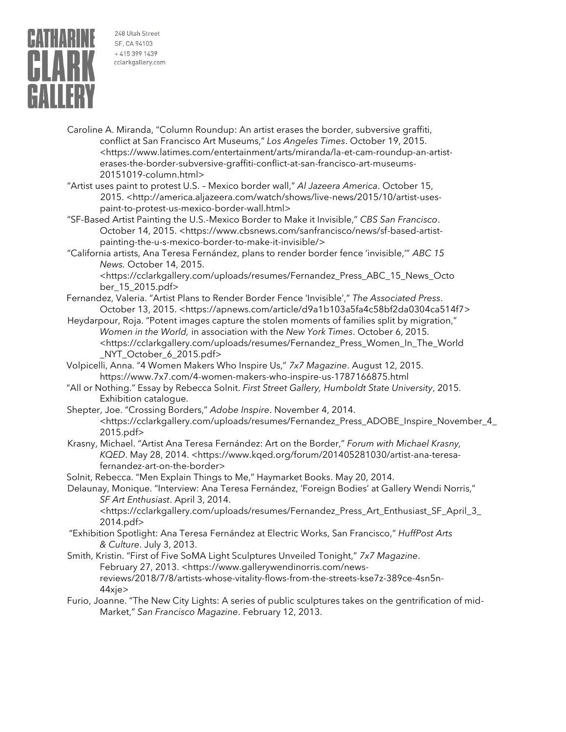Caroline A. Miranda, "Column Roundup: An artist erases the border, subversive graffiti, conflict at San Francisco Art Museums," *Los Angeles Times*. October 19, 2015. <https://www.latimes.com/entertainment/arts/miranda/la-et-cam-roundup-an-artist-erases-the-border-subversive-graffiti-conflict-at-san-francisco-art-museums-20151019-column.html>

"Artist uses paint to protest U.S. – Mexico border wall," *Al Jazeera America*. October 15, 2015. <http://america.aljazeera.com/watch/shows/live-news/2015/10/artist-uses-paint-to-protest-us-mexico-border-wall.html>

"SF-Based Artist Painting the U.S.-Mexico Border to Make it Invisible," *CBS San Francisco*. October 14, 2015. <https://www.cbsnews.com/sanfrancisco/news/sf-based-artist-painting-the-u-s-mexico-border-to-make-it-invisible/>

"California artists, Ana Teresa Fernández, plans to render border fence 'invisible,'" *ABC 15 News.* October 14, 2015. <https://cclarkgallery.com/uploads/resumes/Fernandez_Press_ABC_15_News_October_15_2015.pdf>

Fernandez, Valeria. "Artist Plans to Render Border Fence 'Invisible'," *The Associated Press*. October 13, 2015. <https://apnews.com/article/d9a1b103a5fa4c58bf2da0304ca514f7>

Heydarpour, Roja. "Potent images capture the stolen moments of families split by migration," *Women in the World,* in association with the *New York Times*. October 6, 2015. <https://cclarkgallery.com/uploads/resumes/Fernandez_Press_Women_In_The_World_NYT_October_6_2015.pdf>

Volpicelli, Anna. "4 Women Makers Who Inspire Us," *7x7 Magazine*. August 12, 2015. https://www.7x7.com/4-women-makers-who-inspire-us-1787166875.html

"All or Nothing." Essay by Rebecca Solnit. *First Street Gallery, Humboldt State University*, 2015. Exhibition catalogue.

Shepter, Joe. "Crossing Borders," *Adobe Inspire*. November 4, 2014. <https://cclarkgallery.com/uploads/resumes/Fernandez_Press_ADOBE_Inspire_November_4_2015.pdf>

Krasny, Michael. "Artist Ana Teresa Fernández: Art on the Border," *Forum with Michael Krasny, KQED*. May 28, 2014. <https://www.kqed.org/forum/201405281030/artist-ana-teresa-fernandez-art-on-the-border>

Solnit, Rebecca. "Men Explain Things to Me," Haymarket Books. May 20, 2014.

Delaunay, Monique. "Interview: Ana Teresa Fernández, 'Foreign Bodies' at Gallery Wendi Norris," *SF Art Enthusiast*. April 3, 2014. <https://cclarkgallery.com/uploads/resumes/Fernandez_Press_Art_Enthusiast_SF_April_3_2014.pdf>

"Exhibition Spotlight: Ana Teresa Fernández at Electric Works, San Francisco," *HuffPost Arts & Culture*. July 3, 2013.

Smith, Kristin. "First of Five SoMA Light Sculptures Unveiled Tonight," *7x7 Magazine*. February 27, 2013. <https://www.gallerywendinorris.com/news-reviews/2018/7/8/artists-whose-vitality-flows-from-the-streets-kse7z-389ce-4sn5n-44xje>

Furio, Joanne. "The New City Lights: A series of public sculptures takes on the gentrification of mid-Market," *San Francisco Magazine*. February 12, 2013.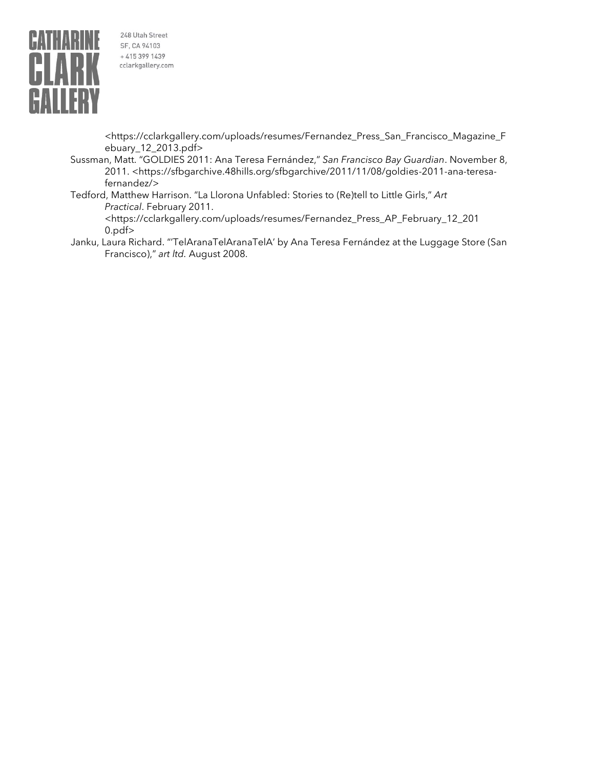<https://cclarkgallery.com/uploads/resumes/Fernandez_Press_San_Francisco_Magazine_Febuary_12_2013.pdf>

Sussman, Matt. "GOLDIES 2011: Ana Teresa Fernández," *San Francisco Bay Guardian*. November 8, 2011. <https://sfbgarchive.48hills.org/sfbgarchive/2011/11/08/goldies-2011-ana-teresa-fernandez/>

Tedford, Matthew Harrison. "La Llorona Unfabled: Stories to (Re)tell to Little Girls," *Art Practical*. February 2011. <https://cclarkgallery.com/uploads/resumes/Fernandez_Press_AP_February_12_2010.pdf>

Janku, Laura Richard. "'TelAranaTelAranaTelA' by Ana Teresa Fernández at the Luggage Store (San Francisco)," *art ltd.* August 2008.